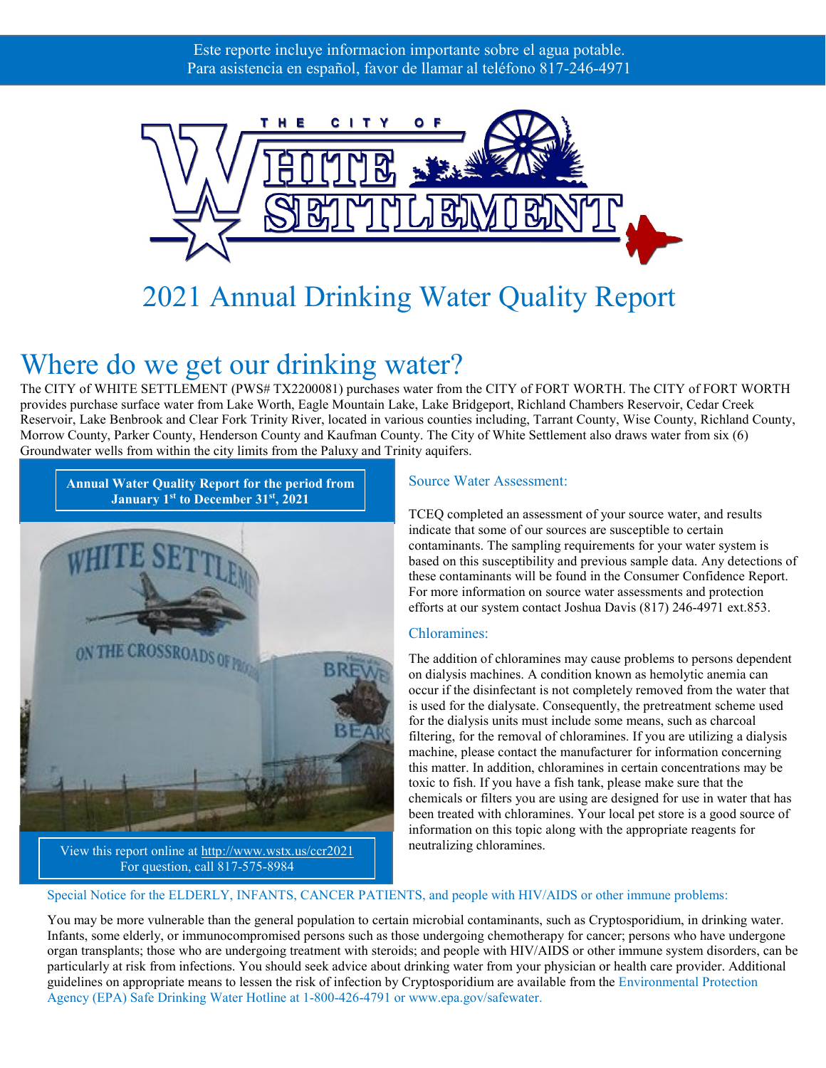Este reporte incluye informacion importante sobre el agua potable.
Para asistencia en español, favor de llamar al teléfono 817-246-4971

THE CITY OF WHITE SETTLEMENT

# 2021 Annual Drinking Water Quality Report

## Where do we get our drinking water?

The CITY of WHITE SETTLEMENT (PWS# TX2200081) purchases water from the CITY of FORT WORTH. The CITY of FORT WORTH provides purchase surface water from Lake Worth, Eagle Mountain Lake, Lake Bridgeport, Richland Chambers Reservoir, Cedar Creek Reservoir, Lake Benbrook and Clear Fork Trinity River, located in various counties including, Tarrant County, Wise County, Richland County, Morrow County, Parker County, Henderson County and Kaufman County. The City of White Settlement also draws water from six (6) Groundwater wells from within the city limits from the Paluxy and Trinity aquifers.

**Annual Water Quality Report for the period from January 1st to December 31st, 2021**

View this report online at http://www.wstx.us/ccr2021
For question, call 817-575-8984

### Source Water Assessment:

TCEQ completed an assessment of your source water, and results indicate that some of our sources are susceptible to certain contaminants. The sampling requirements for your water system is based on this susceptibility and previous sample data. Any detections of these contaminants will be found in the Consumer Confidence Report. For more information on source water assessments and protection efforts at our system contact Joshua Davis (817) 246-4971 ext.853.

### Chloramines:

The addition of chloramines may cause problems to persons dependent on dialysis machines. A condition known as hemolytic anemia can occur if the disinfectant is not completely removed from the water that is used for the dialysate. Consequently, the pretreatment scheme used for the dialysis units must include some means, such as charcoal filtering, for the removal of chloramines. If you are utilizing a dialysis machine, please contact the manufacturer for information concerning this matter. In addition, chloramines in certain concentrations may be toxic to fish. If you have a fish tank, please make sure that the chemicals or filters you are using are designed for use in water that has been treated with chloramines. Your local pet store is a good source of information on this topic along with the appropriate reagents for neutralizing chloramines.

### Special Notice for the ELDERLY, INFANTS, CANCER PATIENTS, and people with HIV/AIDS or other immune problems:

You may be more vulnerable than the general population to certain microbial contaminants, such as Cryptosporidium, in drinking water. Infants, some elderly, or immunocompromised persons such as those undergoing chemotherapy for cancer; persons who have undergone organ transplants; those who are undergoing treatment with steroids; and people with HIV/AIDS or other immune system disorders, can be particularly at risk from infections. You should seek advice about drinking water from your physician or health care provider. Additional guidelines on appropriate means to lessen the risk of infection by Cryptosporidium are available from the Environmental Protection Agency (EPA) Safe Drinking Water Hotline at 1-800-426-4791 or www.epa.gov/safewater.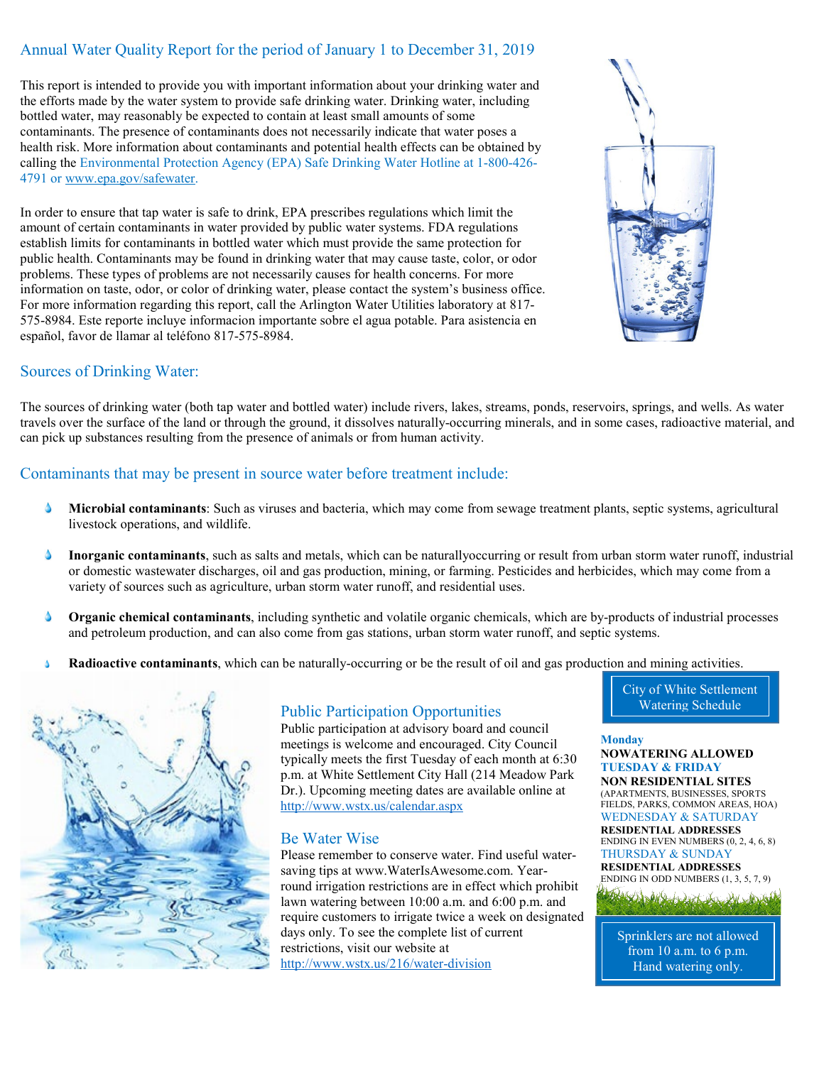## Annual Water Quality Report for the period of January 1 to December 31, 2019

This report is intended to provide you with important information about your drinking water and the efforts made by the water system to provide safe drinking water. Drinking water, including bottled water, may reasonably be expected to contain at least small amounts of some contaminants. The presence of contaminants does not necessarily indicate that water poses a health risk. More information about contaminants and potential health effects can be obtained by calling the Environmental Protection Agency (EPA) Safe Drinking Water Hotline at 1-800-426-4791 or www.epa.gov/safewater.

In order to ensure that tap water is safe to drink, EPA prescribes regulations which limit the amount of certain contaminants in water provided by public water systems. FDA regulations establish limits for contaminants in bottled water which must provide the same protection for public health. Contaminants may be found in drinking water that may cause taste, color, or odor problems. These types of problems are not necessarily causes for health concerns. For more information on taste, odor, or color of drinking water, please contact the system's business office. For more information regarding this report, call the Arlington Water Utilities laboratory at 817-575-8984. Este reporte incluye informacion importante sobre el agua potable. Para asistencia en español, favor de llamar al teléfono 817-575-8984.

## Sources of Drinking Water:

The sources of drinking water (both tap water and bottled water) include rivers, lakes, streams, ponds, reservoirs, springs, and wells. As water travels over the surface of the land or through the ground, it dissolves naturally-occurring minerals, and in some cases, radioactive material, and can pick up substances resulting from the presence of animals or from human activity.

## Contaminants that may be present in source water before treatment include:

- **Microbial contaminants**: Such as viruses and bacteria, which may come from sewage treatment plants, septic systems, agricultural livestock operations, and wildlife.
- **Inorganic contaminants**, such as salts and metals, which can be naturallyoccurring or result from urban storm water runoff, industrial or domestic wastewater discharges, oil and gas production, mining, or farming. Pesticides and herbicides, which may come from a variety of sources such as agriculture, urban storm water runoff, and residential uses.
- **Organic chemical contaminants**, including synthetic and volatile organic chemicals, which are by-products of industrial processes and petroleum production, and can also come from gas stations, urban storm water runoff, and septic systems.
- **Radioactive contaminants**, which can be naturally-occurring or be the result of oil and gas production and mining activities.

## Public Participation Opportunities

Public participation at advisory board and council meetings is welcome and encouraged. City Council typically meets the first Tuesday of each month at 6:30 p.m. at White Settlement City Hall (214 Meadow Park Dr.). Upcoming meeting dates are available online at http://www.wstx.us/calendar.aspx

## Be Water Wise

Please remember to conserve water. Find useful water-saving tips at www.WaterIsAwesome.com. Year-round irrigation restrictions are in effect which prohibit lawn watering between 10:00 a.m. and 6:00 p.m. and require customers to irrigate twice a week on designated days only. To see the complete list of current restrictions, visit our website at http://www.wstx.us/216/water-division

## City of White Settlement Watering Schedule

**Monday**
**NOWATERING ALLOWED**

**TUESDAY & FRIDAY**
**NON RESIDENTIAL SITES**
(APARTMENTS, BUSINESSES, SPORTS FIELDS, PARKS, COMMON AREAS, HOA)

**WEDNESDAY & SATURDAY**
**RESIDENTIAL ADDRESSES**
ENDING IN EVEN NUMBERS (0, 2, 4, 6, 8)

**THURSDAY & SUNDAY**
**RESIDENTIAL ADDRESSES**
ENDING IN ODD NUMBERS (1, 3, 5, 7, 9)

Sprinklers are not allowed from 10 a.m. to 6 p.m. Hand watering only.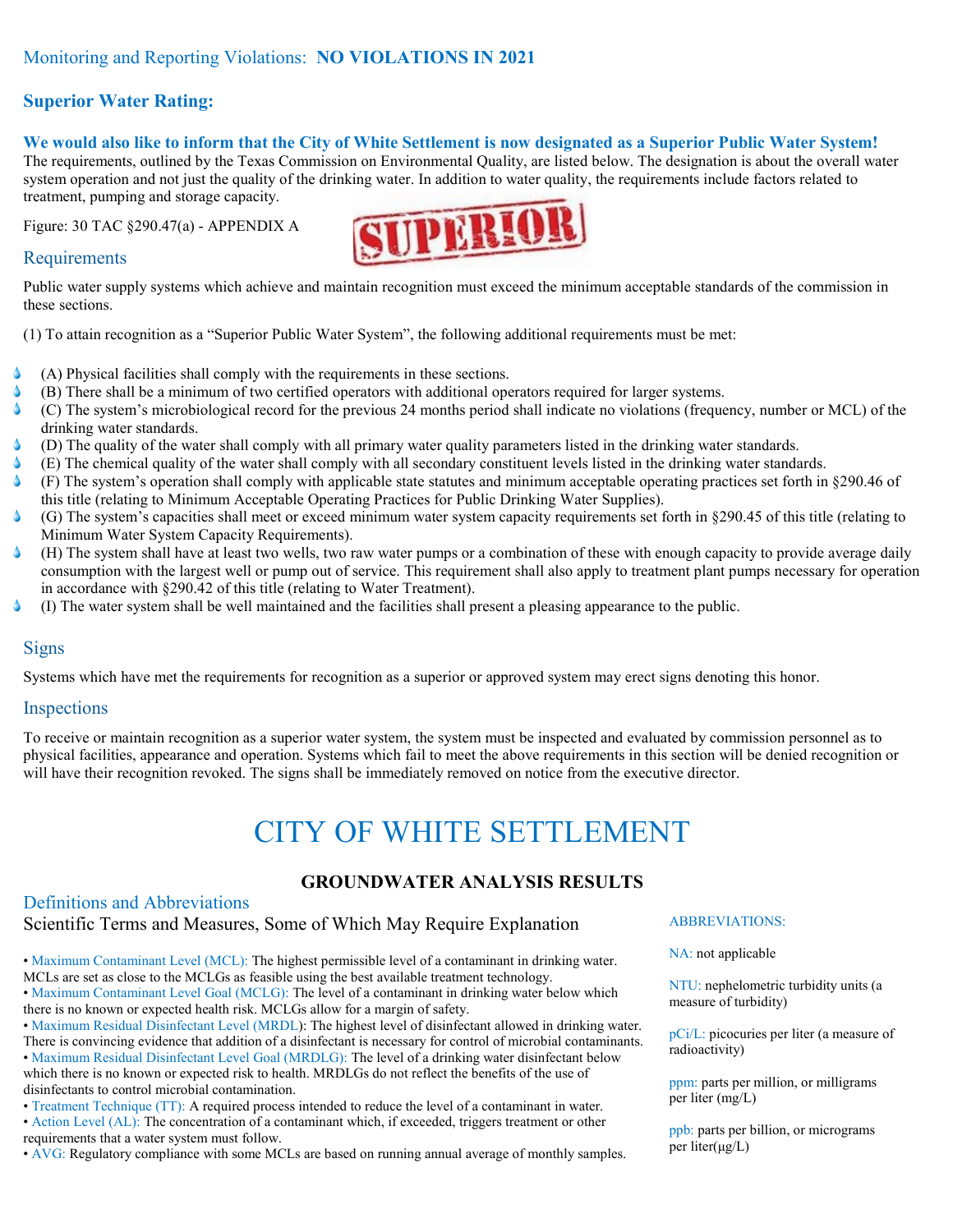## Monitoring and Reporting Violations: **NO VIOLATIONS IN 2021**

### Superior Water Rating:

**We would also like to inform that the City of White Settlement is now designated as a Superior Public Water System!**

The requirements, outlined by the Texas Commission on Environmental Quality, are listed below. The designation is about the overall water system operation and not just the quality of the drinking water. In addition to water quality, the requirements include factors related to treatment, pumping and storage capacity.

Figure: 30 TAC §290.47(a) - APPENDIX A

### Requirements

Public water supply systems which achieve and maintain recognition must exceed the minimum acceptable standards of the commission in these sections.

(1) To attain recognition as a "Superior Public Water System", the following additional requirements must be met:

- (A) Physical facilities shall comply with the requirements in these sections.
- (B) There shall be a minimum of two certified operators with additional operators required for larger systems.
- (C) The system's microbiological record for the previous 24 months period shall indicate no violations (frequency, number or MCL) of the drinking water standards.
- (D) The quality of the water shall comply with all primary water quality parameters listed in the drinking water standards.
- (E) The chemical quality of the water shall comply with all secondary constituent levels listed in the drinking water standards.
- (F) The system's operation shall comply with applicable state statutes and minimum acceptable operating practices set forth in §290.46 of this title (relating to Minimum Acceptable Operating Practices for Public Drinking Water Supplies).
- (G) The system's capacities shall meet or exceed minimum water system capacity requirements set forth in §290.45 of this title (relating to Minimum Water System Capacity Requirements).
- (H) The system shall have at least two wells, two raw water pumps or a combination of these with enough capacity to provide average daily consumption with the largest well or pump out of service. This requirement shall also apply to treatment plant pumps necessary for operation in accordance with §290.42 of this title (relating to Water Treatment).
- (I) The water system shall be well maintained and the facilities shall present a pleasing appearance to the public.

### Signs

Systems which have met the requirements for recognition as a superior or approved system may erect signs denoting this honor.

### Inspections

To receive or maintain recognition as a superior water system, the system must be inspected and evaluated by commission personnel as to physical facilities, appearance and operation. Systems which fail to meet the above requirements in this section will be denied recognition or will have their recognition revoked. The signs shall be immediately removed on notice from the executive director.

# CITY OF WHITE SETTLEMENT

## GROUNDWATER ANALYSIS RESULTS

### Definitions and Abbreviations

Scientific Terms and Measures, Some of Which May Require Explanation

- Maximum Contaminant Level (MCL): The highest permissible level of a contaminant in drinking water. MCLs are set as close to the MCLGs as feasible using the best available treatment technology.
- Maximum Contaminant Level Goal (MCLG): The level of a contaminant in drinking water below which there is no known or expected health risk. MCLGs allow for a margin of safety.
- Maximum Residual Disinfectant Level (MRDL): The highest level of disinfectant allowed in drinking water. There is convincing evidence that addition of a disinfectant is necessary for control of microbial contaminants.
- Maximum Residual Disinfectant Level Goal (MRDLG): The level of a drinking water disinfectant below which there is no known or expected risk to health. MRDLGs do not reflect the benefits of the use of disinfectants to control microbial contamination.
- Treatment Technique (TT): A required process intended to reduce the level of a contaminant in water.
- Action Level (AL): The concentration of a contaminant which, if exceeded, triggers treatment or other requirements that a water system must follow.
- AVG: Regulatory compliance with some MCLs are based on running annual average of monthly samples.

ABBREVIATIONS:

NA: not applicable

NTU: nephelometric turbidity units (a measure of turbidity)

pCi/L: picocuries per liter (a measure of radioactivity)

ppm: parts per million, or milligrams per liter (mg/L)

ppb: parts per billion, or micrograms per liter(µg/L)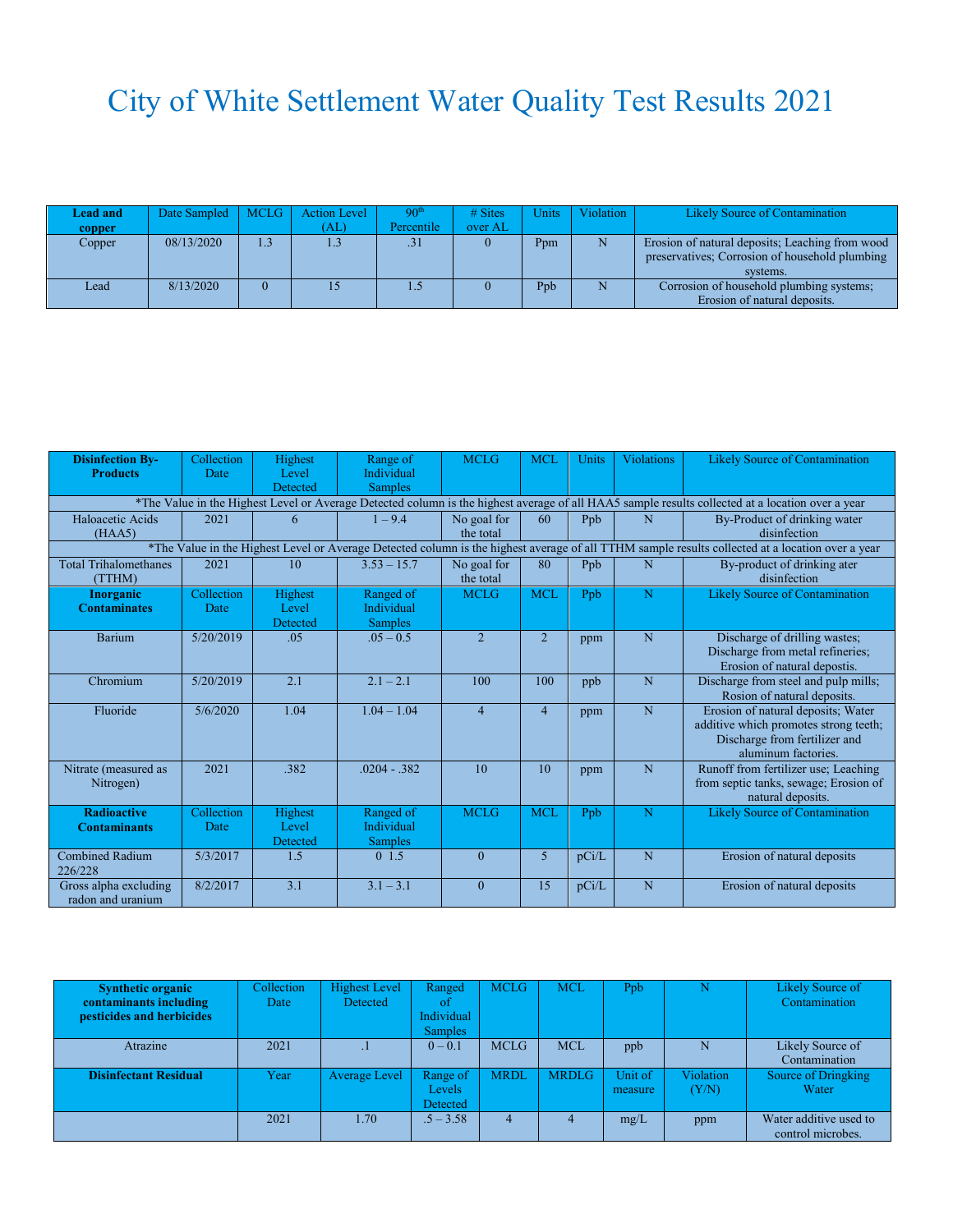# City of White Settlement Water Quality Test Results 2021

| Lead and copper | Date Sampled | MCLG | Action Level (AL) | 90th Percentile | # Sites over AL | Units | Violation | Likely Source of Contamination |
|---|---|---|---|---|---|---|---|---|
| Copper | 08/13/2020 | 1.3 | 1.3 | .31 | 0 | Ppm | N | Erosion of natural deposits; Leaching from wood preservatives; Corrosion of household plumbing systems. |
| Lead | 8/13/2020 | 0 | 15 | 1.5 | 0 | Ppb | N | Corrosion of household plumbing systems; Erosion of natural deposits. |

| Disinfection By-Products | Collection Date | Highest Level Detected | Range of Individual Samples | MCLG | MCL | Units | Violations | Likely Source of Contamination |
|---|---|---|---|---|---|---|---|---|
| *The Value in the Highest Level or Average Detected column is the highest average of all HAA5 sample results collected at a location over a year | | | | | | | | |
| Haloacetic Acids (HAA5) | 2021 | 6 | 1 – 9.4 | No goal for the total | 60 | Ppb | N | By-Product of drinking water disinfection |
| *The Value in the Highest Level or Average Detected column is the highest average of all TTHM sample results collected at a location over a year | | | | | | | | |
| Total Trihalomethanes (TTHM) | 2021 | 10 | 3.53 – 15.7 | No goal for the total | 80 | Ppb | N | By-product of drinking ater disinfection |
| **Inorganic Contaminates** | Collection Date | Highest Level Detected | Ranged of Individual Samples | MCLG | MCL | Ppb | N | Likely Source of Contamination |
| Barium | 5/20/2019 | .05 | .05 – 0.5 | 2 | 2 | ppm | N | Discharge of drilling wastes; Discharge from metal refineries; Erosion of natural depostis. |
| Chromium | 5/20/2019 | 2.1 | 2.1 – 2.1 | 100 | 100 | ppb | N | Discharge from steel and pulp mills; Rosion of natural deposits. |
| Fluoride | 5/6/2020 | 1.04 | 1.04 – 1.04 | 4 | 4 | ppm | N | Erosion of natural deposits; Water additive which promotes strong teeth; Discharge from fertilizer and aluminum factories. |
| Nitrate (measured as Nitrogen) | 2021 | .382 | .0204 - .382 | 10 | 10 | ppm | N | Runoff from fertilizer use; Leaching from septic tanks, sewage; Erosion of natural deposits. |
| **Radioactive Contaminants** | Collection Date | Highest Level Detected | Ranged of Individual Samples | MCLG | MCL | Ppb | N | Likely Source of Contamination |
| Combined Radium 226/228 | 5/3/2017 | 1.5 | 0 1.5 | 0 | 5 | pCi/L | N | Erosion of natural deposits |
| Gross alpha excluding radon and uranium | 8/2/2017 | 3.1 | 3.1 – 3.1 | 0 | 15 | pCi/L | N | Erosion of natural deposits |

| Synthetic organic contaminants including pesticides and herbicides | Collection Date | Highest Level Detected | Ranged of Individual Samples | MCLG | MCL | Ppb | N | Likely Source of Contamination |
|---|---|---|---|---|---|---|---|---|
| Atrazine | 2021 | .1 | 0 – 0.1 | MCLG | MCL | ppb | N | Likely Source of Contamination |
| **Disinfectant Residual** | Year | Average Level | Range of Levels Detected | MRDL | MRDLG | Unit of measure | Violation (Y/N) | Source of Dringking Water |
| | 2021 | 1.70 | .5 – 3.58 | 4 | 4 | mg/L | ppm | Water additive used to control microbes. |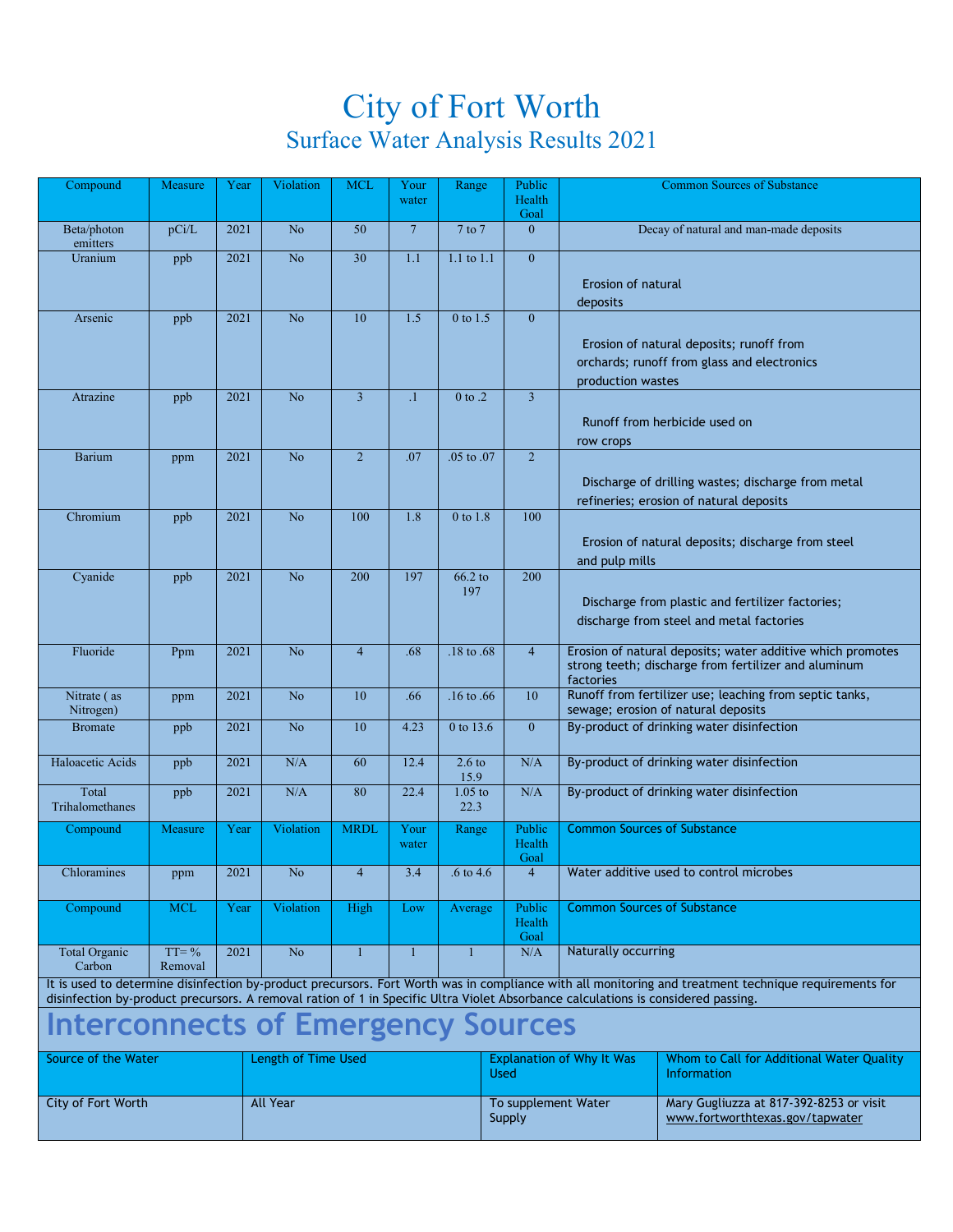# City of Fort Worth

## Surface Water Analysis Results 2021

| Compound | Measure | Year | Violation | MCL | Your water | Range | Public Health Goal | Common Sources of Substance |
|---|---|---|---|---|---|---|---|---|
| Beta/photon emitters | pCi/L | 2021 | No | 50 | 7 | 7 to 7 | 0 | Decay of natural and man-made deposits |
| Uranium | ppb | 2021 | No | 30 | 1.1 | 1.1 to 1.1 | 0 | Erosion of natural deposits |
| Arsenic | ppb | 2021 | No | 10 | 1.5 | 0 to 1.5 | 0 | Erosion of natural deposits; runoff from orchards; runoff from glass and electronics production wastes |
| Atrazine | ppb | 2021 | No | 3 | .1 | 0 to .2 | 3 | Runoff from herbicide used on row crops |
| Barium | ppm | 2021 | No | 2 | .07 | .05 to .07 | 2 | Discharge of drilling wastes; discharge from metal refineries; erosion of natural deposits |
| Chromium | ppb | 2021 | No | 100 | 1.8 | 0 to 1.8 | 100 | Erosion of natural deposits; discharge from steel and pulp mills |
| Cyanide | ppb | 2021 | No | 200 | 197 | 66.2 to 197 | 200 | Discharge from plastic and fertilizer factories; discharge from steel and metal factories |
| Fluoride | Ppm | 2021 | No | 4 | .68 | .18 to .68 | 4 | Erosion of natural deposits; water additive which promotes strong teeth; discharge from fertilizer and aluminum factories |
| Nitrate ( as Nitrogen) | ppm | 2021 | No | 10 | .66 | .16 to .66 | 10 | Runoff from fertilizer use; leaching from septic tanks, sewage; erosion of natural deposits |
| Bromate | ppb | 2021 | No | 10 | 4.23 | 0 to 13.6 | 0 | By-product of drinking water disinfection |
| Haloacetic Acids | ppb | 2021 | N/A | 60 | 12.4 | 2.6 to 15.9 | N/A | By-product of drinking water disinfection |
| Total Trihalomethanes | ppb | 2021 | N/A | 80 | 22.4 | 1.05 to 22.3 | N/A | By-product of drinking water disinfection |
| **Compound** | **Measure** | **Year** | **Violation** | **MRDL** | **Your water** | **Range** | **Public Health Goal** | **Common Sources of Substance** |
| Chloramines | ppm | 2021 | No | 4 | 3.4 | .6 to 4.6 | 4 | Water additive used to control microbes |
| **Compound** | **MCL** | **Year** | **Violation** | **High** | **Low** | **Average** | **Public Health Goal** | **Common Sources of Substance** |
| Total Organic Carbon | TT= % Removal | 2021 | No | 1 | 1 | 1 | N/A | Naturally occurring |

It is used to determine disinfection by-product precursors. Fort Worth was in compliance with all monitoring and treatment technique requirements for disinfection by-product precursors. A removal ration of 1 in Specific Ultra Violet Absorbance calculations is considered passing.

## Interconnects of Emergency Sources

| Source of the Water | Length of Time Used | Explanation of Why It Was Used | Whom to Call for Additional Water Quality Information |
|---|---|---|---|
| City of Fort Worth | All Year | To supplement Water Supply | Mary Gugliuzza at 817-392-8253 or visit www.fortworthtexas.gov/tapwater |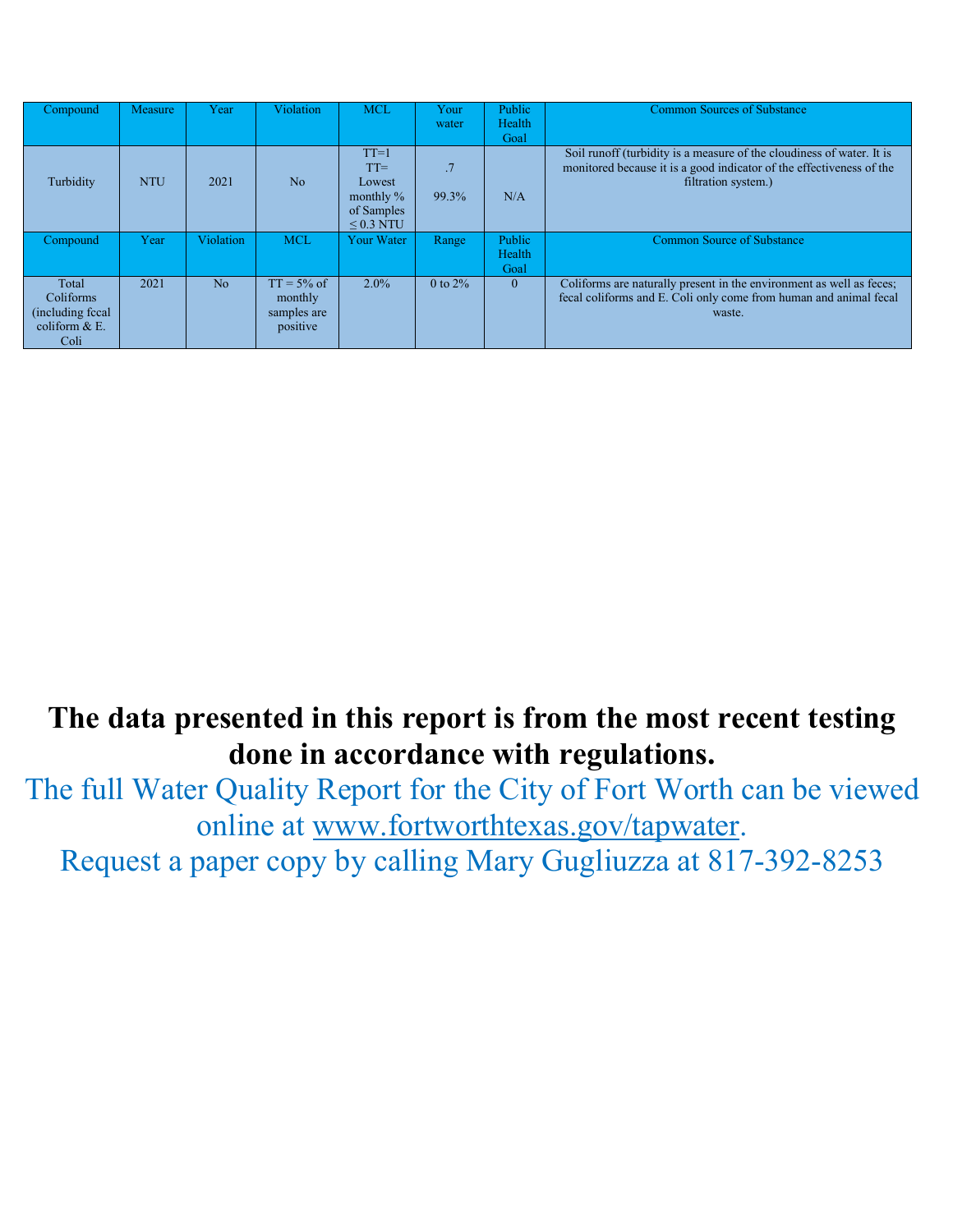| Compound | Measure | Year | Violation | MCL | Your water | Public Health Goal | Common Sources of Substance |
|---|---|---|---|---|---|---|---|
| Turbidity | NTU | 2021 | No | TT=1<br>TT= Lowest monthly % of Samples ≤ 0.3 NTU | .7<br><br>99.3% | N/A | Soil runoff (turbidity is a measure of the cloudiness of water. It is monitored because it is a good indicator of the effectiveness of the filtration system.) |
| Compound | Year | Violation | MCL | Your Water | Range | Public Health Goal | Common Source of Substance |
| Total Coliforms (including fecal coliform & E. Coli | 2021 | No | TT = 5% of monthly samples are positive | 2.0% | 0 to 2% | 0 | Coliforms are naturally present in the environment as well as feces; fecal coliforms and E. Coli only come from human and animal fecal waste. |

**The data presented in this report is from the most recent testing done in accordance with regulations.**

The full Water Quality Report for the City of Fort Worth can be viewed online at www.fortworthtexas.gov/tapwater.

Request a paper copy by calling Mary Gugliuzza at 817-392-8253